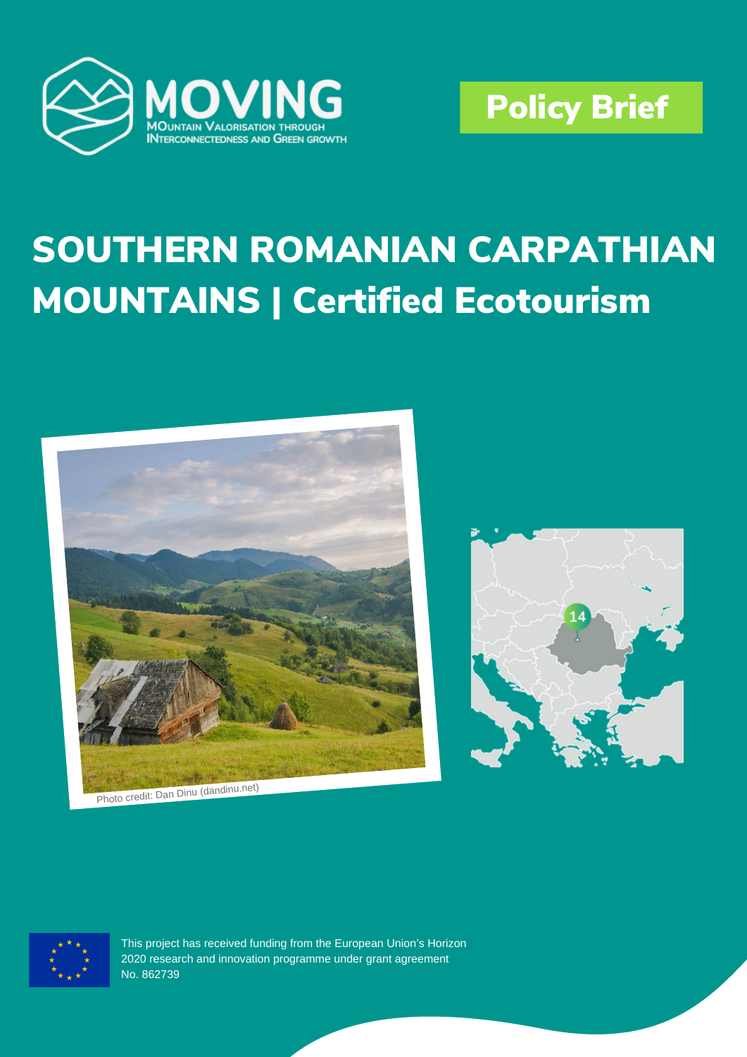MOVING

MOuntain Valorisation through INterconnectedness and Green growth

Policy Brief

# SOUTHERN ROMANIAN CARPATHIAN MOUNTAINS | Certified Ecotourism

Photo credit: Dan Dinu (dandinu.net)

This project has received funding from the European Union's Horizon 2020 research and innovation programme under grant agreement No. 862739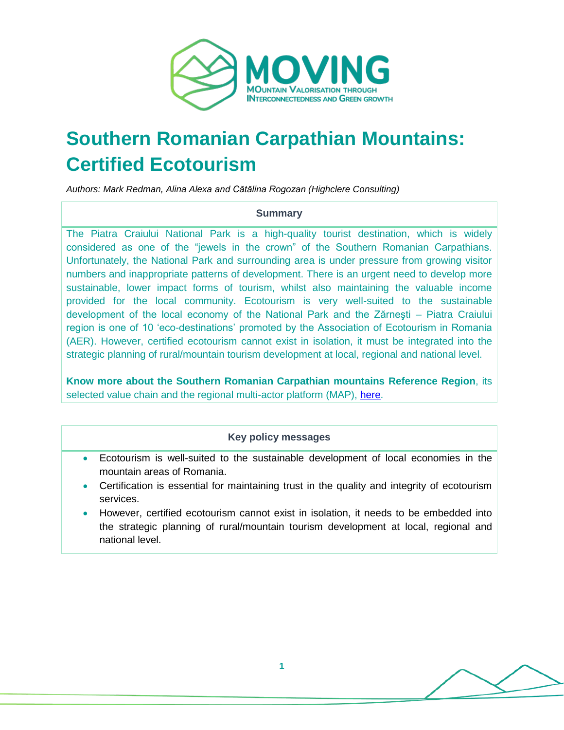# Southern Romanian Carpathian Mountains: Certified Ecotourism

*Authors: Mark Redman, Alina Alexa and Cătălina Rogozan (Highclere Consulting)*

**Summary**

The Piatra Craiului National Park is a high-quality tourist destination, which is widely considered as one of the "jewels in the crown" of the Southern Romanian Carpathians. Unfortunately, the National Park and surrounding area is under pressure from growing visitor numbers and inappropriate patterns of development. There is an urgent need to develop more sustainable, lower impact forms of tourism, whilst also maintaining the valuable income provided for the local community. Ecotourism is very well-suited to the sustainable development of the local economy of the National Park and the Zărneşti – Piatra Craiului region is one of 10 'eco-destinations' promoted by the Association of Ecotourism in Romania (AER). However, certified ecotourism cannot exist in isolation, it must be integrated into the strategic planning of rural/mountain tourism development at local, regional and national level.

**Know more about the Southern Romanian Carpathian mountains Reference Region**, its selected value chain and the regional multi-actor platform (MAP), here.

**Key policy messages**

- Ecotourism is well-suited to the sustainable development of local economies in the mountain areas of Romania.
- Certification is essential for maintaining trust in the quality and integrity of ecotourism services.
- However, certified ecotourism cannot exist in isolation, it needs to be embedded into the strategic planning of rural/mountain tourism development at local, regional and national level.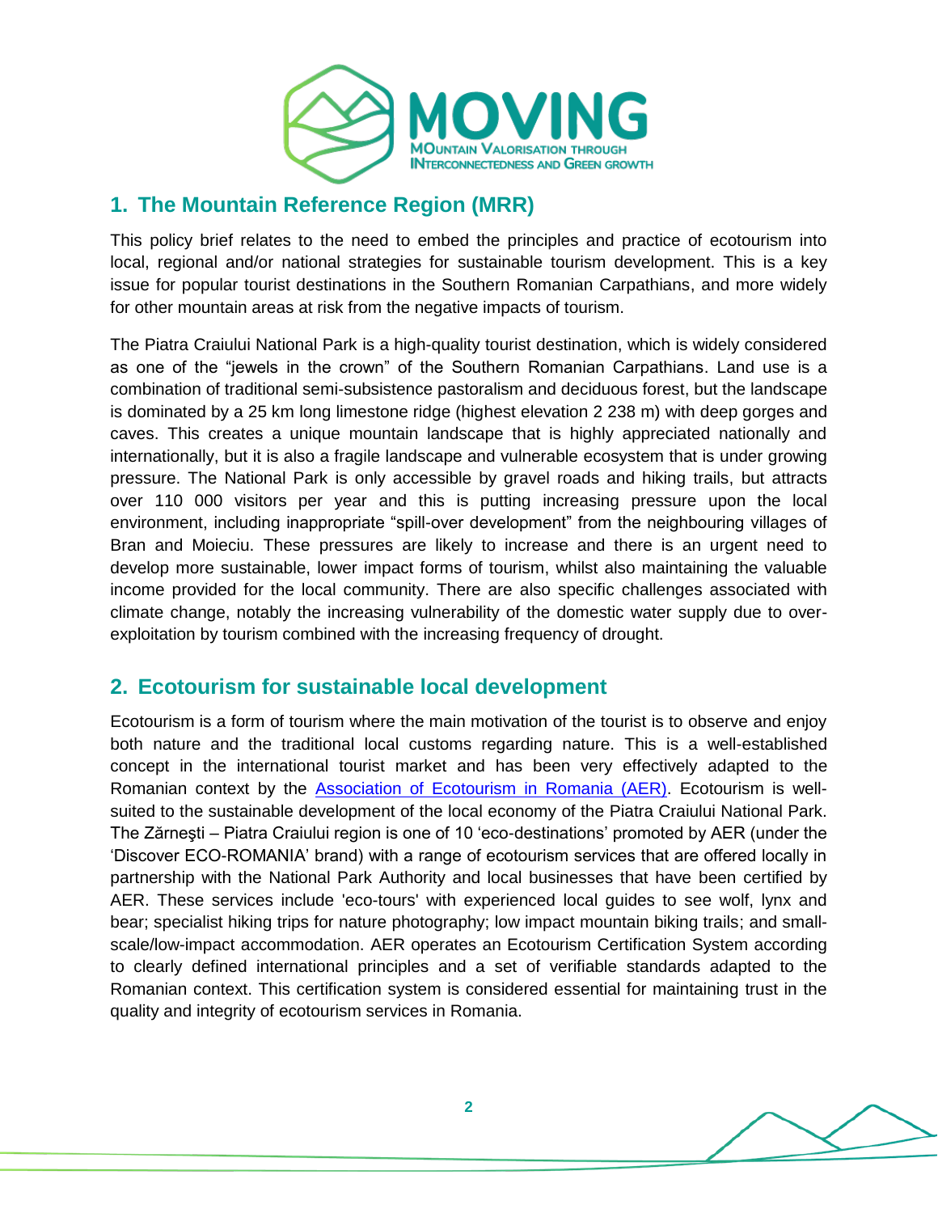## 1. The Mountain Reference Region (MRR)

This policy brief relates to the need to embed the principles and practice of ecotourism into local, regional and/or national strategies for sustainable tourism development. This is a key issue for popular tourist destinations in the Southern Romanian Carpathians, and more widely for other mountain areas at risk from the negative impacts of tourism.

The Piatra Craiului National Park is a high-quality tourist destination, which is widely considered as one of the "jewels in the crown" of the Southern Romanian Carpathians. Land use is a combination of traditional semi-subsistence pastoralism and deciduous forest, but the landscape is dominated by a 25 km long limestone ridge (highest elevation 2 238 m) with deep gorges and caves. This creates a unique mountain landscape that is highly appreciated nationally and internationally, but it is also a fragile landscape and vulnerable ecosystem that is under growing pressure. The National Park is only accessible by gravel roads and hiking trails, but attracts over 110 000 visitors per year and this is putting increasing pressure upon the local environment, including inappropriate "spill-over development" from the neighbouring villages of Bran and Moieciu. These pressures are likely to increase and there is an urgent need to develop more sustainable, lower impact forms of tourism, whilst also maintaining the valuable income provided for the local community. There are also specific challenges associated with climate change, notably the increasing vulnerability of the domestic water supply due to over-exploitation by tourism combined with the increasing frequency of drought.

## 2. Ecotourism for sustainable local development

Ecotourism is a form of tourism where the main motivation of the tourist is to observe and enjoy both nature and the traditional local customs regarding nature. This is a well-established concept in the international tourist market and has been very effectively adapted to the Romanian context by the [Association of Ecotourism in Romania (AER)](). Ecotourism is well-suited to the sustainable development of the local economy of the Piatra Craiului National Park. The Zărneşti – Piatra Craiului region is one of 10 'eco-destinations' promoted by AER (under the 'Discover ECO-ROMANIA' brand) with a range of ecotourism services that are offered locally in partnership with the National Park Authority and local businesses that have been certified by AER. These services include 'eco-tours' with experienced local guides to see wolf, lynx and bear; specialist hiking trips for nature photography; low impact mountain biking trails; and small-scale/low-impact accommodation. AER operates an Ecotourism Certification System according to clearly defined international principles and a set of verifiable standards adapted to the Romanian context. This certification system is considered essential for maintaining trust in the quality and integrity of ecotourism services in Romania.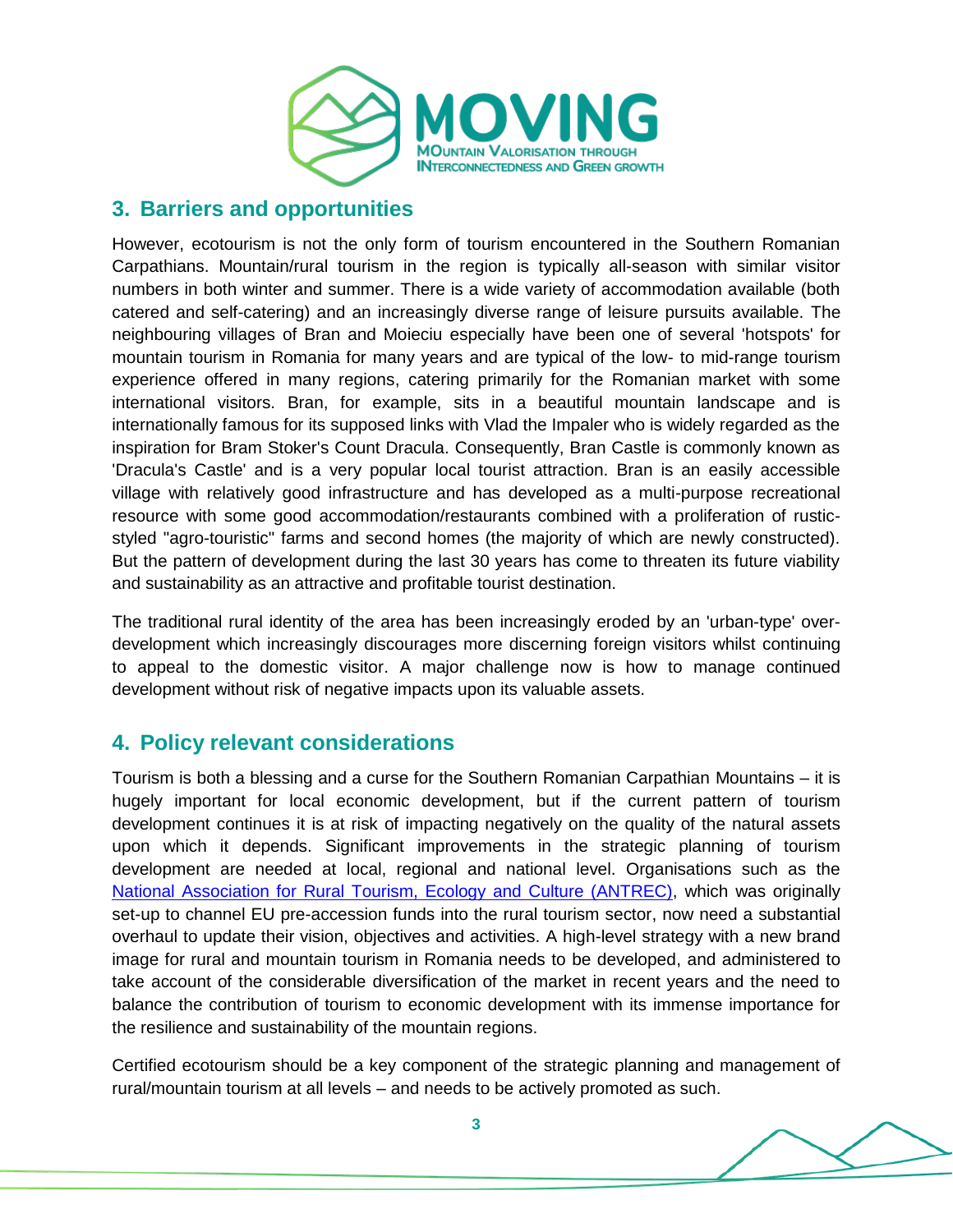## 3. Barriers and opportunities

However, ecotourism is not the only form of tourism encountered in the Southern Romanian Carpathians. Mountain/rural tourism in the region is typically all-season with similar visitor numbers in both winter and summer. There is a wide variety of accommodation available (both catered and self-catering) and an increasingly diverse range of leisure pursuits available. The neighbouring villages of Bran and Moieciu especially have been one of several 'hotspots' for mountain tourism in Romania for many years and are typical of the low- to mid-range tourism experience offered in many regions, catering primarily for the Romanian market with some international visitors. Bran, for example, sits in a beautiful mountain landscape and is internationally famous for its supposed links with Vlad the Impaler who is widely regarded as the inspiration for Bram Stoker's Count Dracula. Consequently, Bran Castle is commonly known as 'Dracula's Castle' and is a very popular local tourist attraction. Bran is an easily accessible village with relatively good infrastructure and has developed as a multi-purpose recreational resource with some good accommodation/restaurants combined with a proliferation of rustic-styled "agro-touristic" farms and second homes (the majority of which are newly constructed). But the pattern of development during the last 30 years has come to threaten its future viability and sustainability as an attractive and profitable tourist destination.

The traditional rural identity of the area has been increasingly eroded by an 'urban-type' over-development which increasingly discourages more discerning foreign visitors whilst continuing to appeal to the domestic visitor. A major challenge now is how to manage continued development without risk of negative impacts upon its valuable assets.

## 4. Policy relevant considerations

Tourism is both a blessing and a curse for the Southern Romanian Carpathian Mountains – it is hugely important for local economic development, but if the current pattern of tourism development continues it is at risk of impacting negatively on the quality of the natural assets upon which it depends. Significant improvements in the strategic planning of tourism development are needed at local, regional and national level. Organisations such as the National Association for Rural Tourism, Ecology and Culture (ANTREC), which was originally set-up to channel EU pre-accession funds into the rural tourism sector, now need a substantial overhaul to update their vision, objectives and activities. A high-level strategy with a new brand image for rural and mountain tourism in Romania needs to be developed, and administered to take account of the considerable diversification of the market in recent years and the need to balance the contribution of tourism to economic development with its immense importance for the resilience and sustainability of the mountain regions.

Certified ecotourism should be a key component of the strategic planning and management of rural/mountain tourism at all levels – and needs to be actively promoted as such.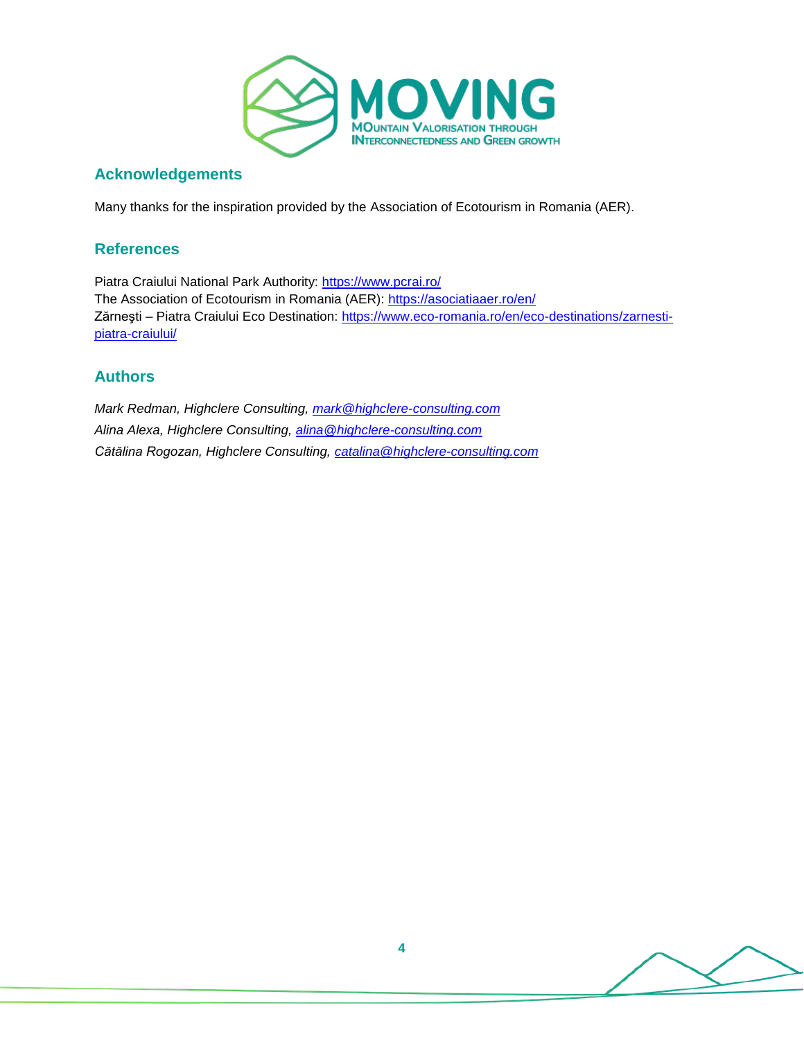## Acknowledgements

Many thanks for the inspiration provided by the Association of Ecotourism in Romania (AER).

## References

Piatra Craiului National Park Authority: https://www.pcrai.ro/
The Association of Ecotourism in Romania (AER): https://asociatiaaer.ro/en/
Zărneşti – Piatra Craiului Eco Destination: https://www.eco-romania.ro/en/eco-destinations/zarnesti-piatra-craiului/

## Authors

*Mark Redman, Highclere Consulting, mark@highclere-consulting.com*
*Alina Alexa, Highclere Consulting, alina@highclere-consulting.com*
*Cătălina Rogozan, Highclere Consulting, catalina@highclere-consulting.com*